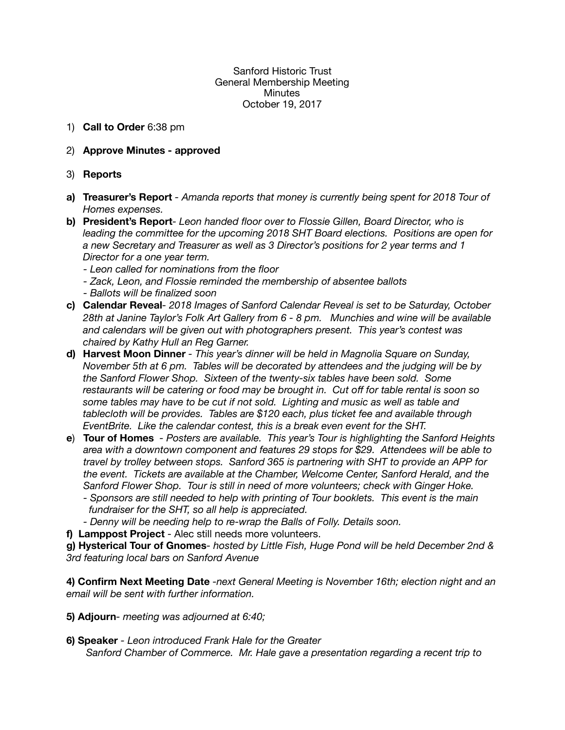Sanford Historic Trust
General Membership Meeting
Minutes
October 19, 2017

1) **Call to Order** 6:38 pm

2) **Approve Minutes - approved**

3) **Reports**

**a) Treasurer's Report** - *Amanda reports that money is currently being spent for 2018 Tour of Homes expenses.*

**b) President's Report**- *Leon handed floor over to Flossie Gillen, Board Director, who is leading the committee for the upcoming 2018 SHT Board elections. Positions are open for a new Secretary and Treasurer as well as 3 Director's positions for 2 year terms and 1 Director for a one year term.*
- *Leon called for nominations from the floor*
- *Zack, Leon, and Flossie reminded the membership of absentee ballots*
- *Ballots will be finalized soon*

**c) Calendar Reveal**- *2018 Images of Sanford Calendar Reveal is set to be Saturday, October 28th at Janine Taylor's Folk Art Gallery from 6 - 8 pm. Munchies and wine will be available and calendars will be given out with photographers present. This year's contest was chaired by Kathy Hull an Reg Garner.*

**d) Harvest Moon Dinner** - *This year's dinner will be held in Magnolia Square on Sunday, November 5th at 6 pm. Tables will be decorated by attendees and the judging will be by the Sanford Flower Shop. Sixteen of the twenty-six tables have been sold. Some restaurants will be catering or food may be brought in. Cut off for table rental is soon so some tables may have to be cut if not sold. Lighting and music as well as table and tablecloth will be provides. Tables are $120 each, plus ticket fee and available through EventBrite. Like the calendar contest, this is a break even event for the SHT.*

**e) Tour of Homes** - *Posters are available. This year's Tour is highlighting the Sanford Heights area with a downtown component and features 29 stops for $29. Attendees will be able to travel by trolley between stops. Sanford 365 is partnering with SHT to provide an APP for the event. Tickets are available at the Chamber, Welcome Center, Sanford Herald, and the Sanford Flower Shop. Tour is still in need of more volunteers; check with Ginger Hoke.*
- *Sponsors are still needed to help with printing of Tour booklets. This event is the main fundraiser for the SHT, so all help is appreciated.*
- *Denny will be needing help to re-wrap the Balls of Folly. Details soon.*

**f) Lamppost Project** - Alec still needs more volunteers.

**g) Hysterical Tour of Gnomes**- *hosted by Little Fish, Huge Pond will be held December 2nd & 3rd featuring local bars on Sanford Avenue*

**4) Confirm Next Meeting Date** *-next General Meeting is November 16th; election night and an email will be sent with further information.*

**5) Adjourn**- *meeting was adjourned at 6:40;*

**6) Speaker** - *Leon introduced Frank Hale for the Greater Sanford Chamber of Commerce. Mr. Hale gave a presentation regarding a recent trip to*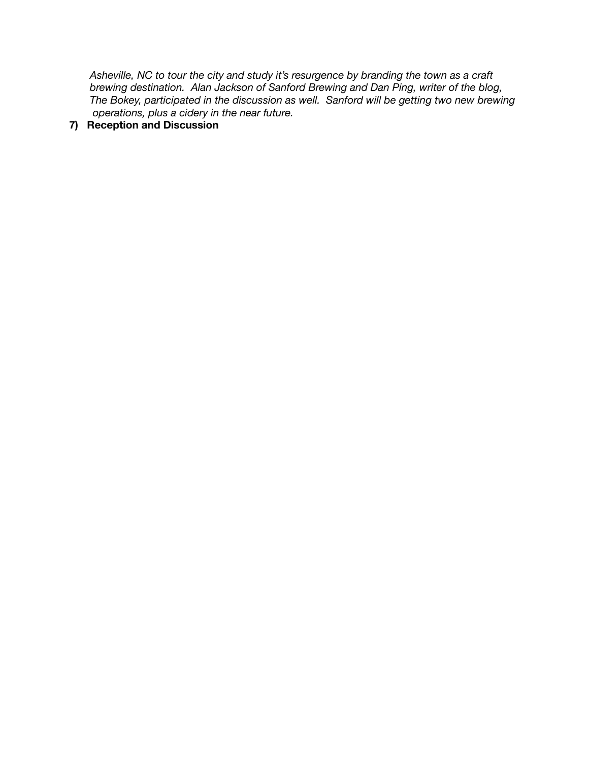*Asheville, NC to tour the city and study it's resurgence by branding the town as a craft brewing destination.  Alan Jackson of Sanford Brewing and Dan Ping, writer of the blog, The Bokey, participated in the discussion as well.  Sanford will be getting two new brewing operations, plus a cidery in the near future.*

**7) Reception and Discussion**